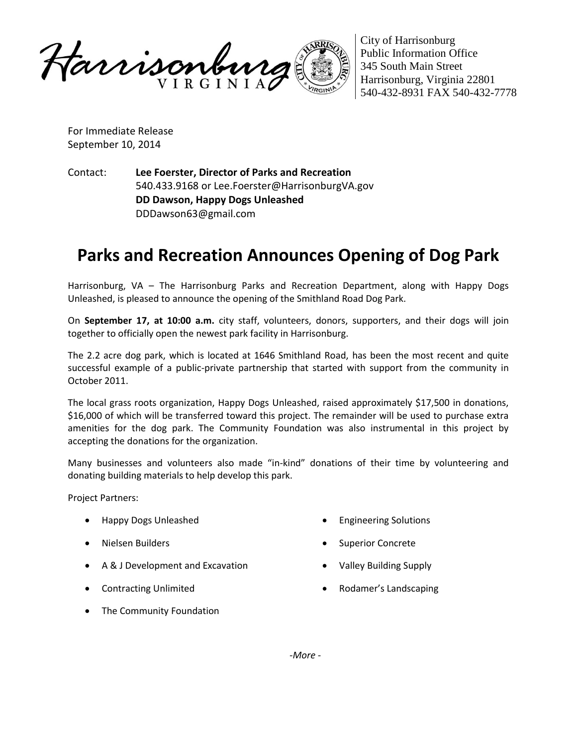City of Harrisonburg
Public Information Office
345 South Main Street
Harrisonburg, Virginia 22801
540-432-8931 FAX 540-432-7778

For Immediate Release
September 10, 2014

Contact: **Lee Foerster, Director of Parks and Recreation**
540.433.9168 or Lee.Foerster@HarrisonburgVA.gov
**DD Dawson, Happy Dogs Unleashed**
DDDawson63@gmail.com

# Parks and Recreation Announces Opening of Dog Park

Harrisonburg, VA – The Harrisonburg Parks and Recreation Department, along with Happy Dogs Unleashed, is pleased to announce the opening of the Smithland Road Dog Park.

On **September 17, at 10:00 a.m.** city staff, volunteers, donors, supporters, and their dogs will join together to officially open the newest park facility in Harrisonburg.

The 2.2 acre dog park, which is located at 1646 Smithland Road, has been the most recent and quite successful example of a public-private partnership that started with support from the community in October 2011.

The local grass roots organization, Happy Dogs Unleashed, raised approximately $17,500 in donations, $16,000 of which will be transferred toward this project. The remainder will be used to purchase extra amenities for the dog park. The Community Foundation was also instrumental in this project by accepting the donations for the organization.

Many businesses and volunteers also made "in-kind" donations of their time by volunteering and donating building materials to help develop this park.

Project Partners:

- Happy Dogs Unleashed
- Nielsen Builders
- A & J Development and Excavation
- Contracting Unlimited
- The Community Foundation
- Engineering Solutions
- Superior Concrete
- Valley Building Supply
- Rodamer's Landscaping

*-More -*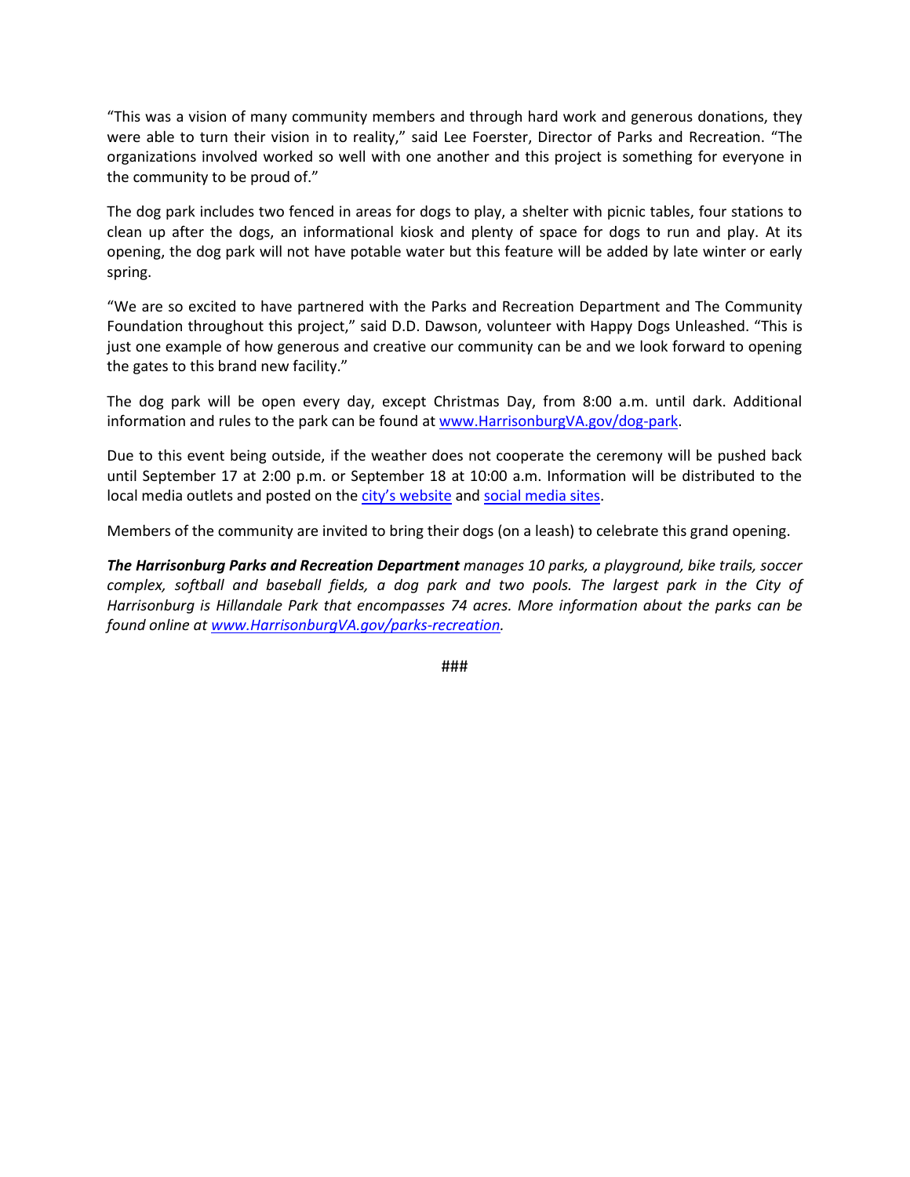"This was a vision of many community members and through hard work and generous donations, they were able to turn their vision in to reality," said Lee Foerster, Director of Parks and Recreation. "The organizations involved worked so well with one another and this project is something for everyone in the community to be proud of."

The dog park includes two fenced in areas for dogs to play, a shelter with picnic tables, four stations to clean up after the dogs, an informational kiosk and plenty of space for dogs to run and play. At its opening, the dog park will not have potable water but this feature will be added by late winter or early spring.

"We are so excited to have partnered with the Parks and Recreation Department and The Community Foundation throughout this project," said D.D. Dawson, volunteer with Happy Dogs Unleashed. "This is just one example of how generous and creative our community can be and we look forward to opening the gates to this brand new facility."

The dog park will be open every day, except Christmas Day, from 8:00 a.m. until dark. Additional information and rules to the park can be found at [www.HarrisonburgVA.gov/dog-park](http://www.HarrisonburgVA.gov/dog-park).

Due to this event being outside, if the weather does not cooperate the ceremony will be pushed back until September 17 at 2:00 p.m. or September 18 at 10:00 a.m. Information will be distributed to the local media outlets and posted on the city's website and social media sites.

Members of the community are invited to bring their dogs (on a leash) to celebrate this grand opening.

***The Harrisonburg Parks and Recreation Department*** *manages 10 parks, a playground, bike trails, soccer complex, softball and baseball fields, a dog park and two pools. The largest park in the City of Harrisonburg is Hillandale Park that encompasses 74 acres. More information about the parks can be found online at [www.HarrisonburgVA.gov/parks-recreation](http://www.HarrisonburgVA.gov/parks-recreation).*

###